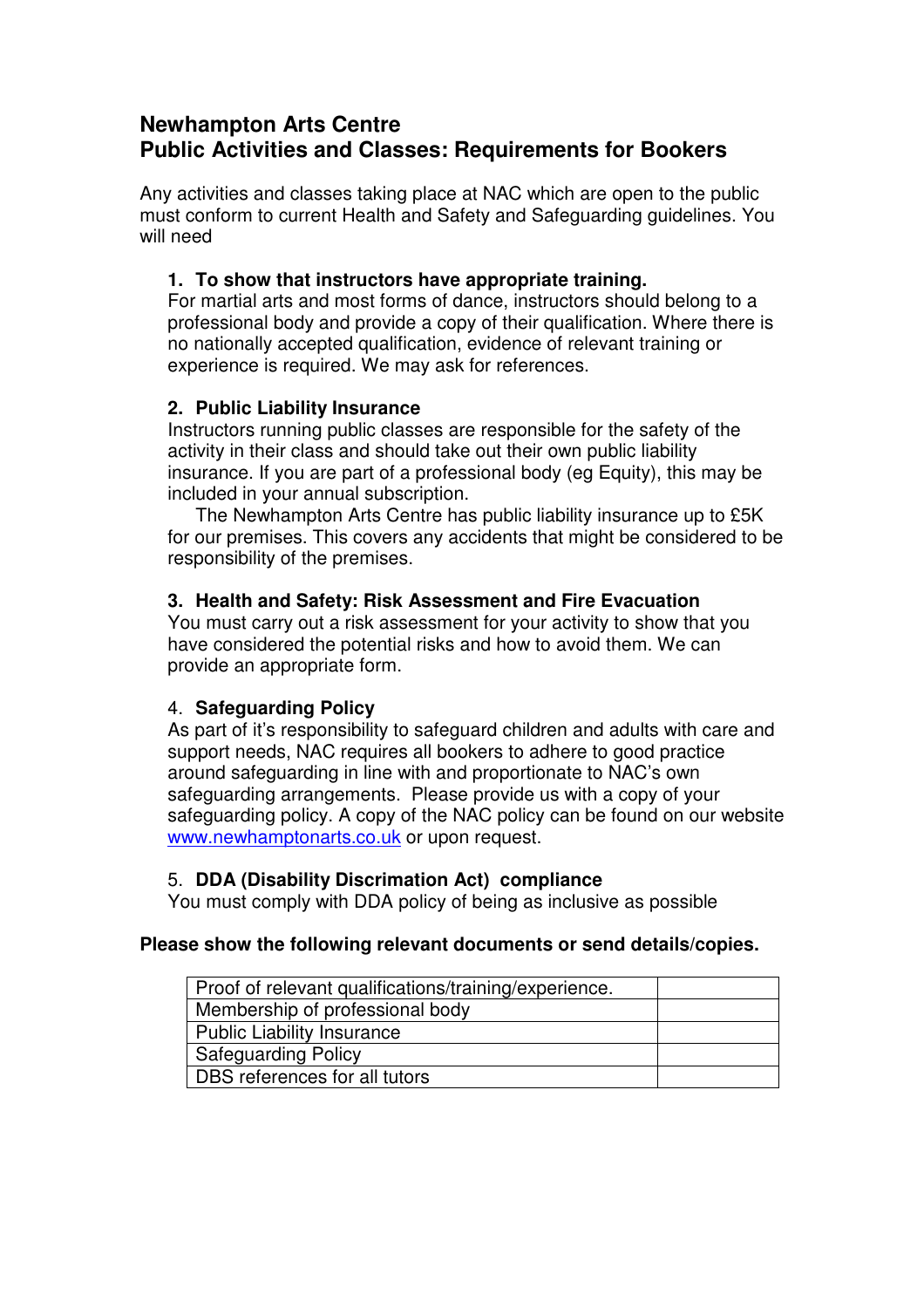# Newhampton Arts Centre
# Public Activities and Classes: Requirements for Bookers

Any activities and classes taking place at NAC which are open to the public must conform to current Health and Safety and Safeguarding guidelines. You will need

1. **To show that instructors have appropriate training.**
   For martial arts and most forms of dance, instructors should belong to a professional body and provide a copy of their qualification. Where there is no nationally accepted qualification, evidence of relevant training or experience is required. We may ask for references.

2. **Public Liability Insurance**
   Instructors running public classes are responsible for the safety of the activity in their class and should take out their own public liability insurance. If you are part of a professional body (eg Equity), this may be included in your annual subscription.
   
   The Newhampton Arts Centre has public liability insurance up to £5K for our premises. This covers any accidents that might be considered to be responsibility of the premises.

3. **Health and Safety: Risk Assessment and Fire Evacuation**
   You must carry out a risk assessment for your activity to show that you have considered the potential risks and how to avoid them. We can provide an appropriate form.

4. **Safeguarding Policy**
   As part of it's responsibility to safeguard children and adults with care and support needs, NAC requires all bookers to adhere to good practice around safeguarding in line with and proportionate to NAC's own safeguarding arrangements. Please provide us with a copy of your safeguarding policy. A copy of the NAC policy can be found on our website [www.newhamptonarts.co.uk](http://www.newhamptonarts.co.uk) or upon request.

5. **DDA (Disability Discrimation Act) compliance**
   You must comply with DDA policy of being as inclusive as possible

**Please show the following relevant documents or send details/copies.**

| | |
|---|---|
| Proof of relevant qualifications/training/experience. | |
| Membership of professional body | |
| Public Liability Insurance | |
| Safeguarding Policy | |
| DBS references for all tutors | |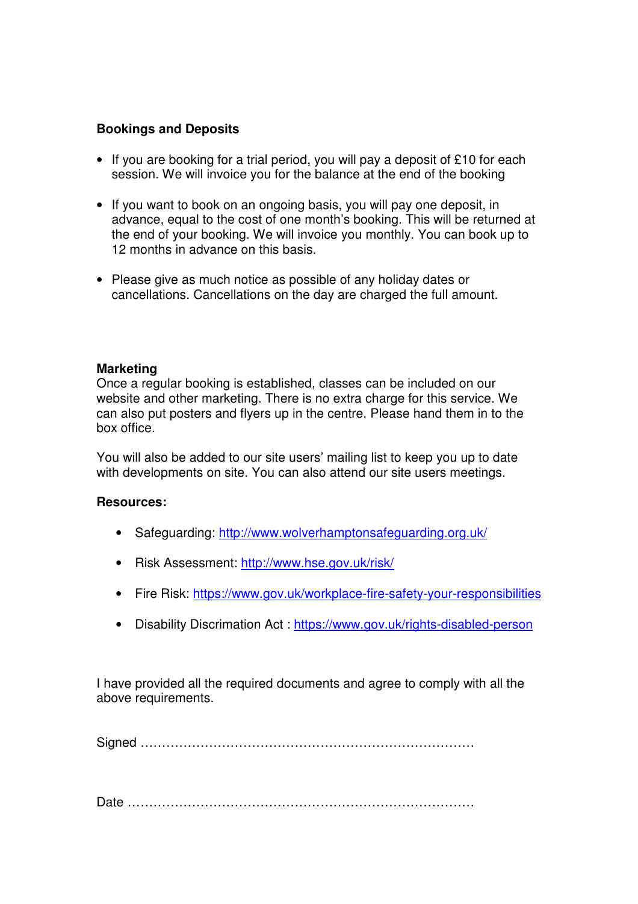**Bookings and Deposits**

- If you are booking for a trial period, you will pay a deposit of £10 for each session. We will invoice you for the balance at the end of the booking
- If you want to book on an ongoing basis, you will pay one deposit, in advance, equal to the cost of one month's booking. This will be returned at the end of your booking. We will invoice you monthly. You can book up to 12 months in advance on this basis.
- Please give as much notice as possible of any holiday dates or cancellations. Cancellations on the day are charged the full amount.

**Marketing**

Once a regular booking is established, classes can be included on our website and other marketing. There is no extra charge for this service. We can also put posters and flyers up in the centre. Please hand them in to the box office.

You will also be added to our site users' mailing list to keep you up to date with developments on site. You can also attend our site users meetings.

**Resources:**

- Safeguarding: [http://www.wolverhamptonsafeguarding.org.uk/](http://www.wolverhamptonsafeguarding.org.uk/)
- Risk Assessment: [http://www.hse.gov.uk/risk/](http://www.hse.gov.uk/risk/)
- Fire Risk: [https://www.gov.uk/workplace-fire-safety-your-responsibilities](https://www.gov.uk/workplace-fire-safety-your-responsibilities)
- Disability Discrimation Act : [https://www.gov.uk/rights-disabled-person](https://www.gov.uk/rights-disabled-person)

I have provided all the required documents and agree to comply with all the above requirements.

Signed …………………………………………………………………

Date ……………………………………………………………………